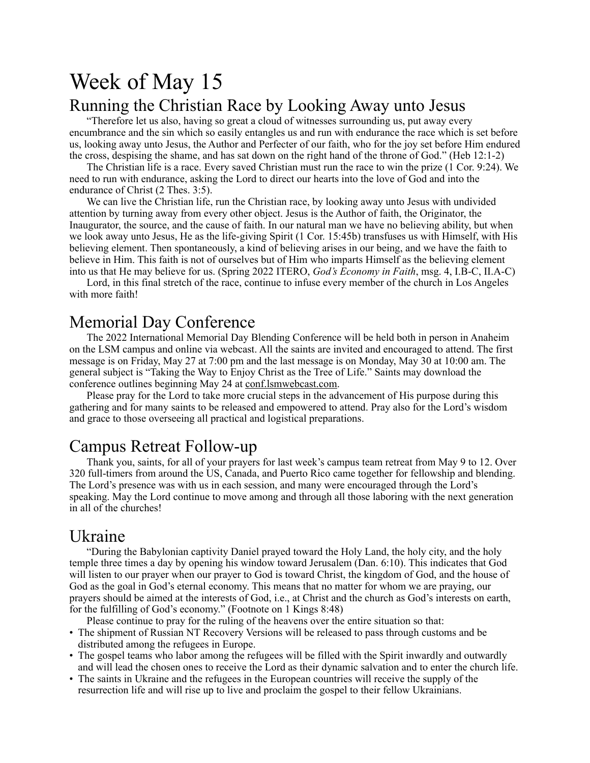# Week of May 15

## Running the Christian Race by Looking Away unto Jesus

"Therefore let us also, having so great a cloud of witnesses surrounding us, put away every encumbrance and the sin which so easily entangles us and run with endurance the race which is set before us, looking away unto Jesus, the Author and Perfecter of our faith, who for the joy set before Him endured the cross, despising the shame, and has sat down on the right hand of the throne of God." (Heb 12:1-2)

The Christian life is a race. Every saved Christian must run the race to win the prize (1 Cor. 9:24). We need to run with endurance, asking the Lord to direct our hearts into the love of God and into the endurance of Christ (2 Thes. 3:5).

We can live the Christian life, run the Christian race, by looking away unto Jesus with undivided attention by turning away from every other object. Jesus is the Author of faith, the Originator, the Inaugurator, the source, and the cause of faith. In our natural man we have no believing ability, but when we look away unto Jesus, He as the life-giving Spirit (1 Cor. 15:45b) transfuses us with Himself, with His believing element. Then spontaneously, a kind of believing arises in our being, and we have the faith to believe in Him. This faith is not of ourselves but of Him who imparts Himself as the believing element into us that He may believe for us. (Spring 2022 ITERO, *God's Economy in Faith*, msg. 4, I.B-C, II.A-C)

Lord, in this final stretch of the race, continue to infuse every member of the church in Los Angeles with more faith!

## Memorial Day Conference

The 2022 International Memorial Day Blending Conference will be held both in person in Anaheim on the LSM campus and online via webcast. All the saints are invited and encouraged to attend. The first message is on Friday, May 27 at 7:00 pm and the last message is on Monday, May 30 at 10:00 am. The general subject is "Taking the Way to Enjoy Christ as the Tree of Life." Saints may download the conference outlines beginning May 24 at conf.lsmwebcast.com.

Please pray for the Lord to take more crucial steps in the advancement of His purpose during this gathering and for many saints to be released and empowered to attend. Pray also for the Lord's wisdom and grace to those overseeing all practical and logistical preparations.

## Campus Retreat Follow-up

Thank you, saints, for all of your prayers for last week's campus team retreat from May 9 to 12. Over 320 full-timers from around the US, Canada, and Puerto Rico came together for fellowship and blending. The Lord's presence was with us in each session, and many were encouraged through the Lord's speaking. May the Lord continue to move among and through all those laboring with the next generation in all of the churches!

## Ukraine

"During the Babylonian captivity Daniel prayed toward the Holy Land, the holy city, and the holy temple three times a day by opening his window toward Jerusalem (Dan. 6:10). This indicates that God will listen to our prayer when our prayer to God is toward Christ, the kingdom of God, and the house of God as the goal in God's eternal economy. This means that no matter for whom we are praying, our prayers should be aimed at the interests of God, i.e., at Christ and the church as God's interests on earth, for the fulfilling of God's economy." (Footnote on 1 Kings 8:48)

Please continue to pray for the ruling of the heavens over the entire situation so that:

- The shipment of Russian NT Recovery Versions will be released to pass through customs and be distributed among the refugees in Europe.
- The gospel teams who labor among the refugees will be filled with the Spirit inwardly and outwardly and will lead the chosen ones to receive the Lord as their dynamic salvation and to enter the church life.
- The saints in Ukraine and the refugees in the European countries will receive the supply of the resurrection life and will rise up to live and proclaim the gospel to their fellow Ukrainians.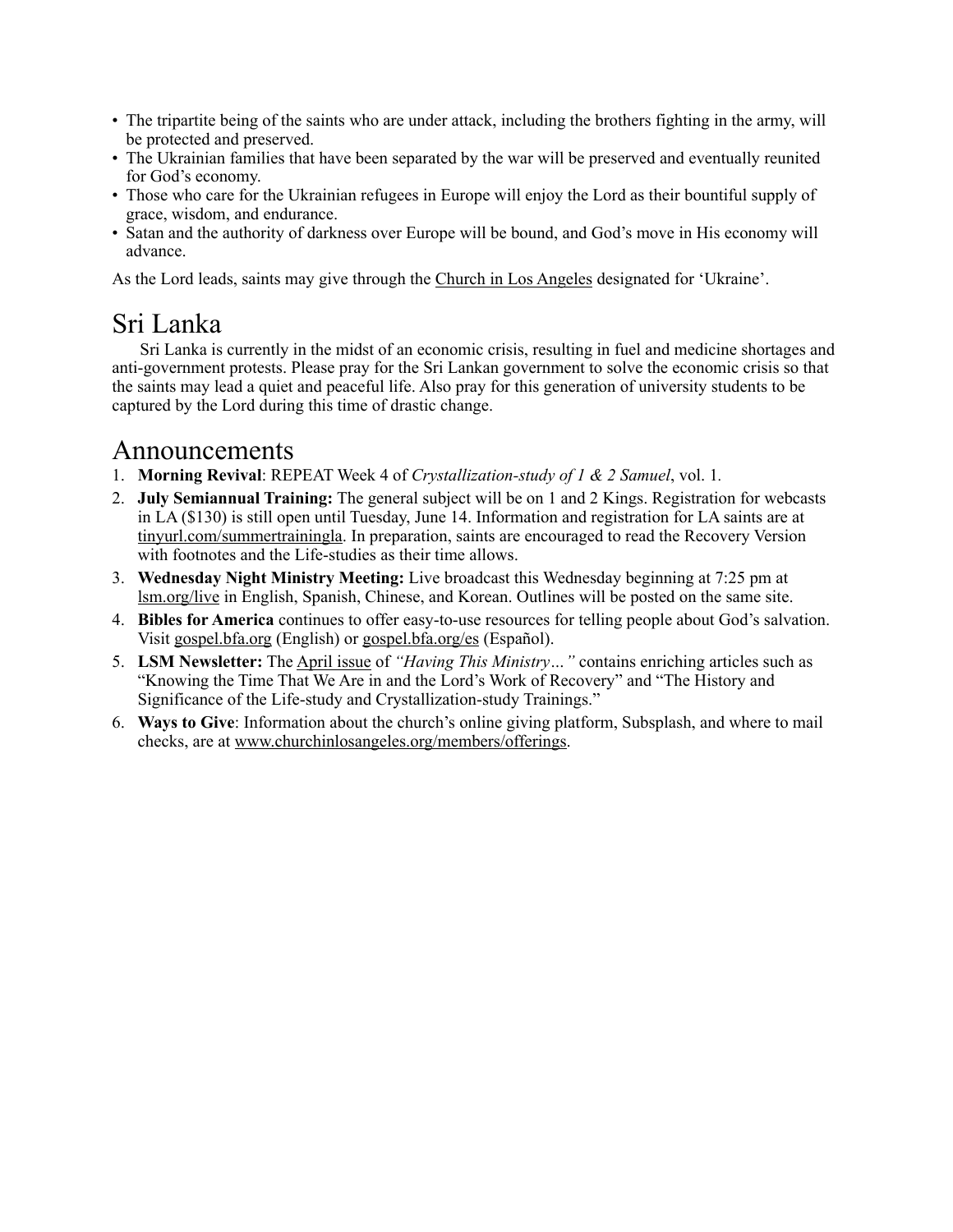- The tripartite being of the saints who are under attack, including the brothers fighting in the army, will be protected and preserved.
- The Ukrainian families that have been separated by the war will be preserved and eventually reunited for God's economy.
- Those who care for the Ukrainian refugees in Europe will enjoy the Lord as their bountiful supply of grace, wisdom, and endurance.
- Satan and the authority of darkness over Europe will be bound, and God's move in His economy will advance.

As the Lord leads, saints may give through the Church in Los Angeles designated for 'Ukraine'.

# Sri Lanka

Sri Lanka is currently in the midst of an economic crisis, resulting in fuel and medicine shortages and anti-government protests. Please pray for the Sri Lankan government to solve the economic crisis so that the saints may lead a quiet and peaceful life. Also pray for this generation of university students to be captured by the Lord during this time of drastic change.

# Announcements

1. **Morning Revival**: REPEAT Week 4 of *Crystallization-study of 1 & 2 Samuel*, vol. 1.
2. **July Semiannual Training:** The general subject will be on 1 and 2 Kings. Registration for webcasts in LA ($130) is still open until Tuesday, June 14. Information and registration for LA saints are at tinyurl.com/summertrainingla. In preparation, saints are encouraged to read the Recovery Version with footnotes and the Life-studies as their time allows.
3. **Wednesday Night Ministry Meeting:** Live broadcast this Wednesday beginning at 7:25 pm at lsm.org/live in English, Spanish, Chinese, and Korean. Outlines will be posted on the same site.
4. **Bibles for America** continues to offer easy-to-use resources for telling people about God's salvation. Visit gospel.bfa.org (English) or gospel.bfa.org/es (Español).
5. **LSM Newsletter:** The April issue of *"Having This Ministry…"* contains enriching articles such as "Knowing the Time That We Are in and the Lord's Work of Recovery" and "The History and Significance of the Life-study and Crystallization-study Trainings."
6. **Ways to Give**: Information about the church's online giving platform, Subsplash, and where to mail checks, are at www.churchinlosangeles.org/members/offerings.